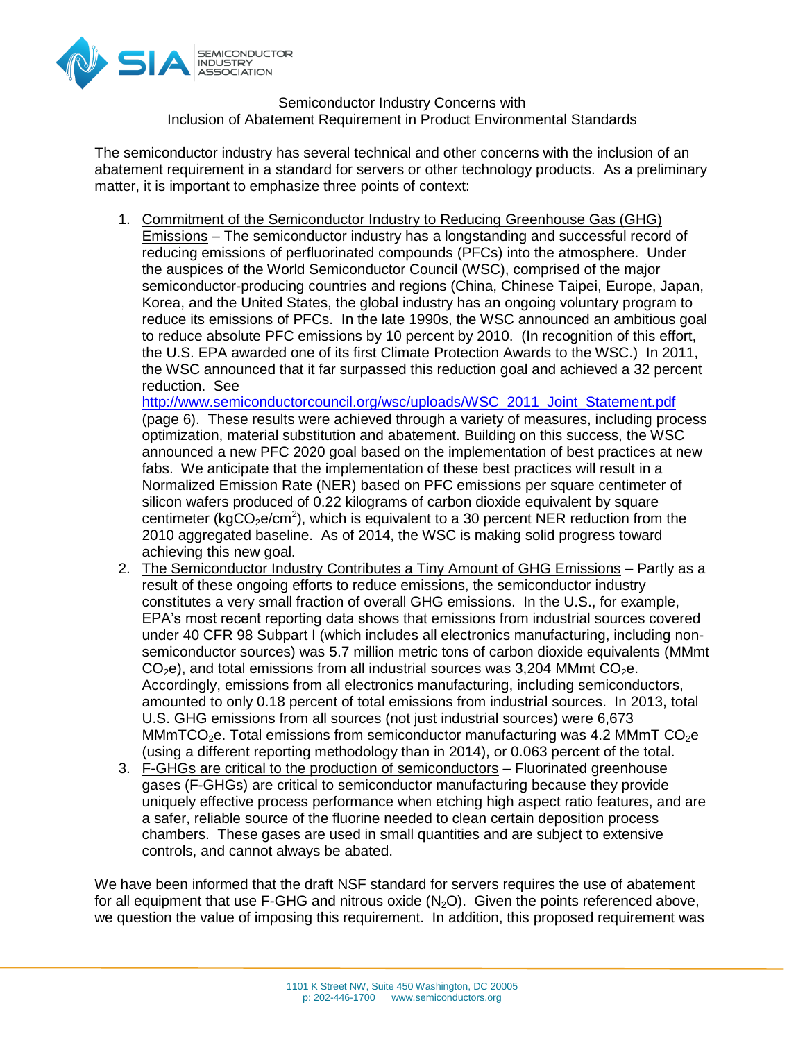Semiconductor Industry Concerns with
Inclusion of Abatement Requirement in Product Environmental Standards

The semiconductor industry has several technical and other concerns with the inclusion of an abatement requirement in a standard for servers or other technology products. As a preliminary matter, it is important to emphasize three points of context:

1. Commitment of the Semiconductor Industry to Reducing Greenhouse Gas (GHG) Emissions – The semiconductor industry has a longstanding and successful record of reducing emissions of perfluorinated compounds (PFCs) into the atmosphere. Under the auspices of the World Semiconductor Council (WSC), comprised of the major semiconductor-producing countries and regions (China, Chinese Taipei, Europe, Japan, Korea, and the United States, the global industry has an ongoing voluntary program to reduce its emissions of PFCs. In the late 1990s, the WSC announced an ambitious goal to reduce absolute PFC emissions by 10 percent by 2010. (In recognition of this effort, the U.S. EPA awarded one of its first Climate Protection Awards to the WSC.) In 2011, the WSC announced that it far surpassed this reduction goal and achieved a 32 percent reduction. See http://www.semiconductorcouncil.org/wsc/uploads/WSC_2011_Joint_Statement.pdf (page 6). These results were achieved through a variety of measures, including process optimization, material substitution and abatement. Building on this success, the WSC announced a new PFC 2020 goal based on the implementation of best practices at new fabs. We anticipate that the implementation of these best practices will result in a Normalized Emission Rate (NER) based on PFC emissions per square centimeter of silicon wafers produced of 0.22 kilograms of carbon dioxide equivalent by square centimeter ($kgCO_2e/cm^2$), which is equivalent to a 30 percent NER reduction from the 2010 aggregated baseline. As of 2014, the WSC is making solid progress toward achieving this new goal.
2. The Semiconductor Industry Contributes a Tiny Amount of GHG Emissions – Partly as a result of these ongoing efforts to reduce emissions, the semiconductor industry constitutes a very small fraction of overall GHG emissions. In the U.S., for example, EPA's most recent reporting data shows that emissions from industrial sources covered under 40 CFR 98 Subpart I (which includes all electronics manufacturing, including non-semiconductor sources) was 5.7 million metric tons of carbon dioxide equivalents (MMmt $CO_2e$), and total emissions from all industrial sources was 3,204 MMmt $CO_2e$. Accordingly, emissions from all electronics manufacturing, including semiconductors, amounted to only 0.18 percent of total emissions from industrial sources. In 2013, total U.S. GHG emissions from all sources (not just industrial sources) were 6,673 $MMmTCO_2e$. Total emissions from semiconductor manufacturing was 4.2 MMmT $CO_2e$ (using a different reporting methodology than in 2014), or 0.063 percent of the total.
3. F-GHGs are critical to the production of semiconductors – Fluorinated greenhouse gases (F-GHGs) are critical to semiconductor manufacturing because they provide uniquely effective process performance when etching high aspect ratio features, and are a safer, reliable source of the fluorine needed to clean certain deposition process chambers. These gases are used in small quantities and are subject to extensive controls, and cannot always be abated.

We have been informed that the draft NSF standard for servers requires the use of abatement for all equipment that use F-GHG and nitrous oxide ($N_2O$). Given the points referenced above, we question the value of imposing this requirement. In addition, this proposed requirement was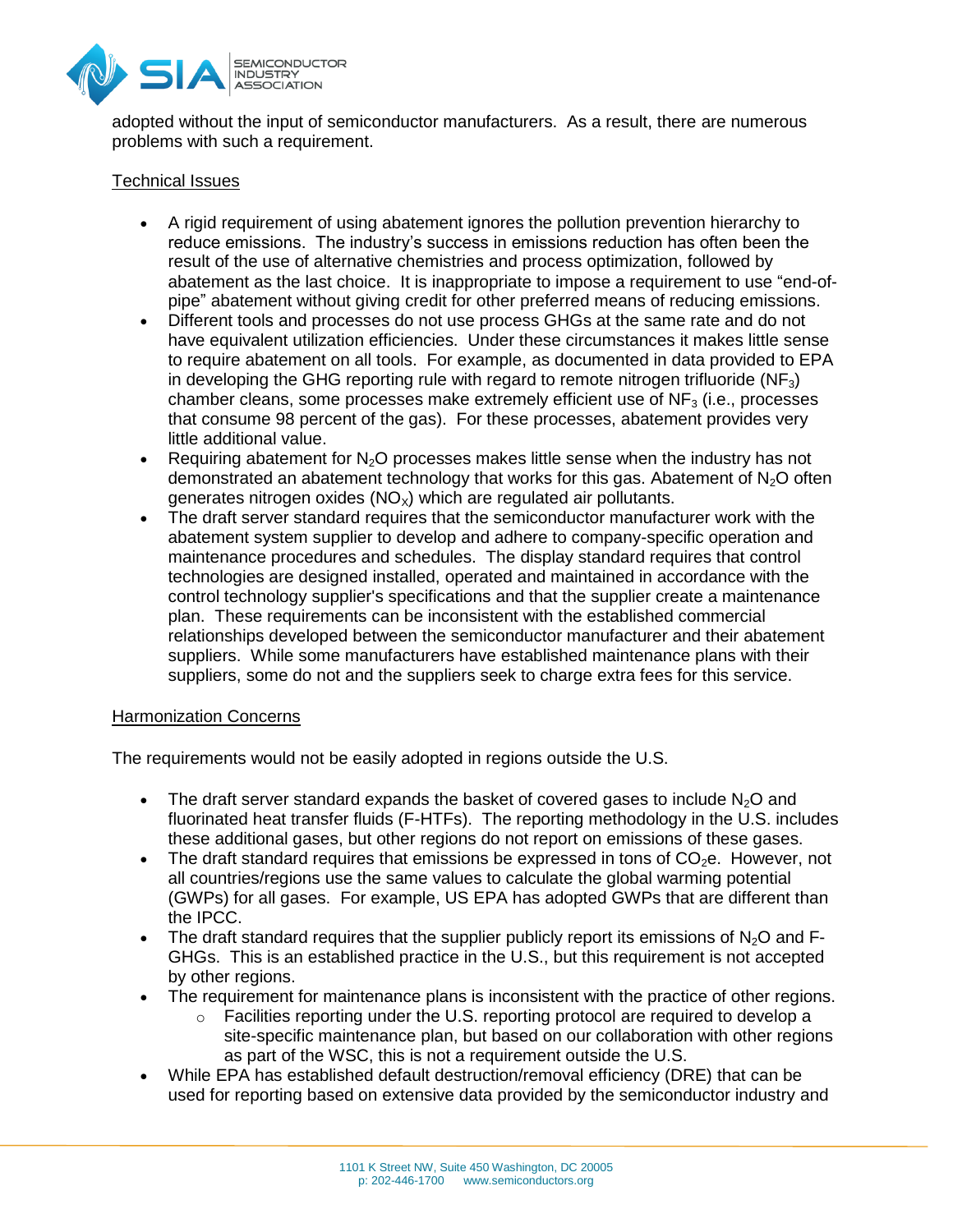adopted without the input of semiconductor manufacturers. As a result, there are numerous problems with such a requirement.

Technical Issues

- A rigid requirement of using abatement ignores the pollution prevention hierarchy to reduce emissions. The industry's success in emissions reduction has often been the result of the use of alternative chemistries and process optimization, followed by abatement as the last choice. It is inappropriate to impose a requirement to use "end-of-pipe" abatement without giving credit for other preferred means of reducing emissions.
- Different tools and processes do not use process GHGs at the same rate and do not have equivalent utilization efficiencies. Under these circumstances it makes little sense to require abatement on all tools. For example, as documented in data provided to EPA in developing the GHG reporting rule with regard to remote nitrogen trifluoride ($NF_3$) chamber cleans, some processes make extremely efficient use of $NF_3$ (i.e., processes that consume 98 percent of the gas). For these processes, abatement provides very little additional value.
- Requiring abatement for $N_2O$ processes makes little sense when the industry has not demonstrated an abatement technology that works for this gas. Abatement of $N_2O$ often generates nitrogen oxides ($NO_X$) which are regulated air pollutants.
- The draft server standard requires that the semiconductor manufacturer work with the abatement system supplier to develop and adhere to company-specific operation and maintenance procedures and schedules. The display standard requires that control technologies are designed installed, operated and maintained in accordance with the control technology supplier's specifications and that the supplier create a maintenance plan. These requirements can be inconsistent with the established commercial relationships developed between the semiconductor manufacturer and their abatement suppliers. While some manufacturers have established maintenance plans with their suppliers, some do not and the suppliers seek to charge extra fees for this service.

Harmonization Concerns

The requirements would not be easily adopted in regions outside the U.S.

- The draft server standard expands the basket of covered gases to include $N_2O$ and fluorinated heat transfer fluids (F-HTFs). The reporting methodology in the U.S. includes these additional gases, but other regions do not report on emissions of these gases.
- The draft standard requires that emissions be expressed in tons of $CO_2e$. However, not all countries/regions use the same values to calculate the global warming potential (GWPs) for all gases. For example, US EPA has adopted GWPs that are different than the IPCC.
- The draft standard requires that the supplier publicly report its emissions of $N_2O$ and F-GHGs. This is an established practice in the U.S., but this requirement is not accepted by other regions.
- The requirement for maintenance plans is inconsistent with the practice of other regions.
  - Facilities reporting under the U.S. reporting protocol are required to develop a site-specific maintenance plan, but based on our collaboration with other regions as part of the WSC, this is not a requirement outside the U.S.
- While EPA has established default destruction/removal efficiency (DRE) that can be used for reporting based on extensive data provided by the semiconductor industry and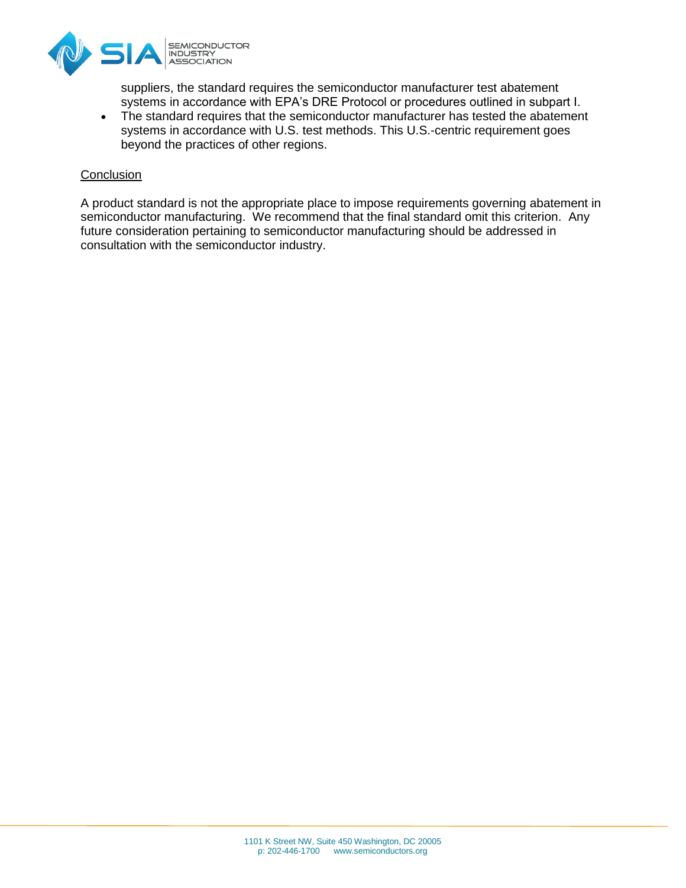suppliers, the standard requires the semiconductor manufacturer test abatement systems in accordance with EPA's DRE Protocol or procedures outlined in subpart I.

- The standard requires that the semiconductor manufacturer has tested the abatement systems in accordance with U.S. test methods. This U.S.-centric requirement goes beyond the practices of other regions.

Conclusion

A product standard is not the appropriate place to impose requirements governing abatement in semiconductor manufacturing. We recommend that the final standard omit this criterion. Any future consideration pertaining to semiconductor manufacturing should be addressed in consultation with the semiconductor industry.